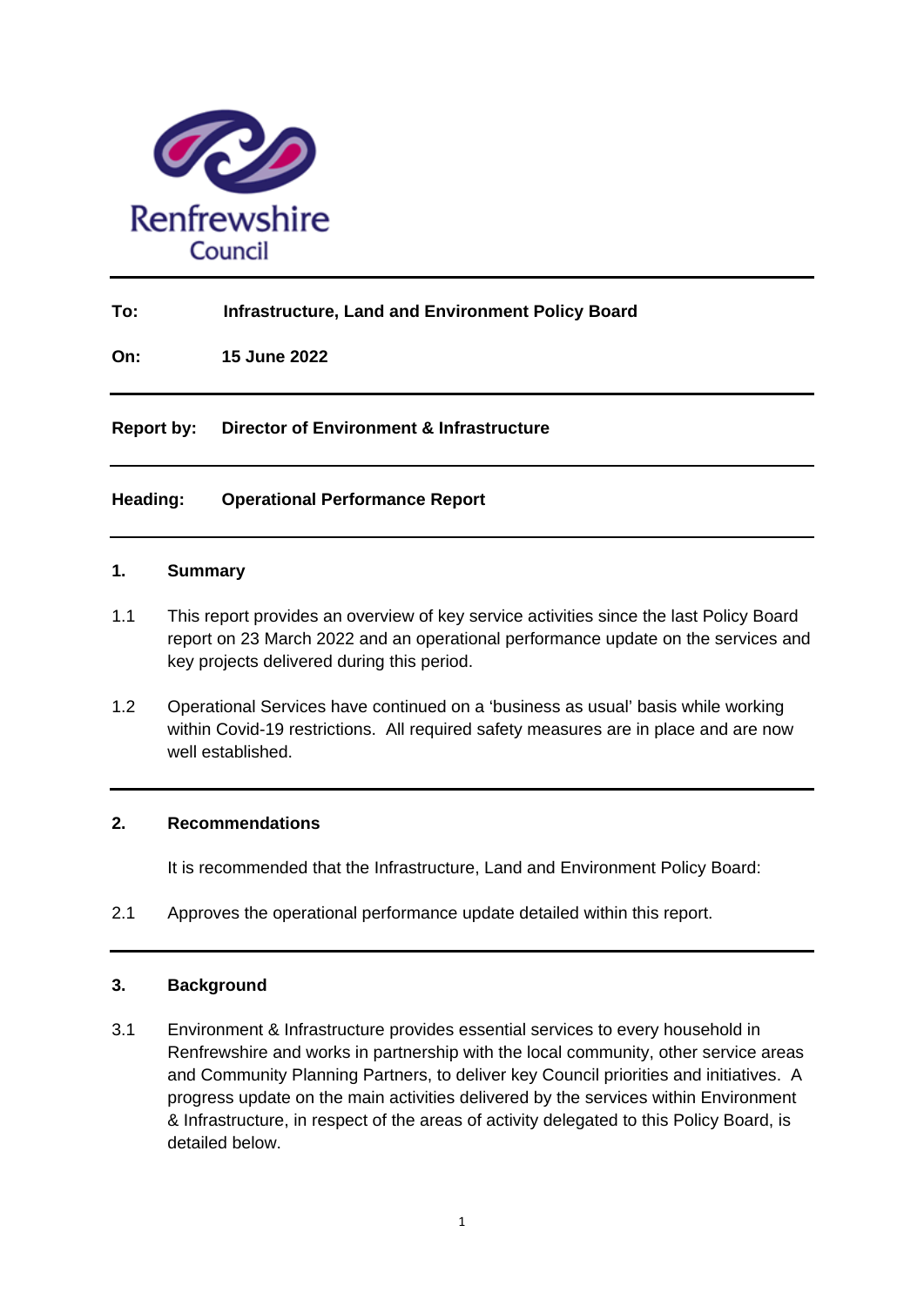Renfrewshire Council

**To:** Infrastructure, Land and Environment Policy Board

**On:** 15 June 2022

---

**Report by:** Director of Environment & Infrastructure

---

**Heading:** Operational Performance Report

---

## 1. Summary

1.1 This report provides an overview of key service activities since the last Policy Board report on 23 March 2022 and an operational performance update on the services and key projects delivered during this period.

1.2 Operational Services have continued on a 'business as usual' basis while working within Covid-19 restrictions. All required safety measures are in place and are now well established.

---

## 2. Recommendations

It is recommended that the Infrastructure, Land and Environment Policy Board:

2.1 Approves the operational performance update detailed within this report.

---

## 3. Background

3.1 Environment & Infrastructure provides essential services to every household in Renfrewshire and works in partnership with the local community, other service areas and Community Planning Partners, to deliver key Council priorities and initiatives. A progress update on the main activities delivered by the services within Environment & Infrastructure, in respect of the areas of activity delegated to this Policy Board, is detailed below.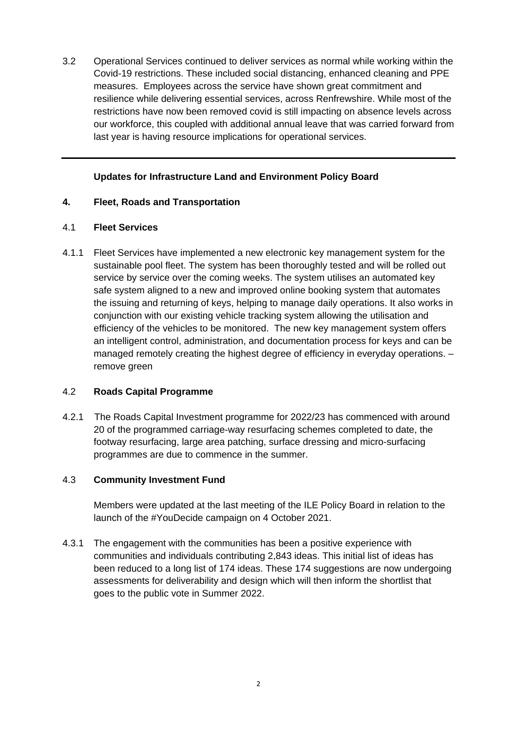3.2 Operational Services continued to deliver services as normal while working within the Covid-19 restrictions. These included social distancing, enhanced cleaning and PPE measures. Employees across the service have shown great commitment and resilience while delivering essential services, across Renfrewshire. While most of the restrictions have now been removed covid is still impacting on absence levels across our workforce, this coupled with additional annual leave that was carried forward from last year is having resource implications for operational services.

---

**Updates for Infrastructure Land and Environment Policy Board**

## 4. Fleet, Roads and Transportation

### 4.1 Fleet Services

4.1.1 Fleet Services have implemented a new electronic key management system for the sustainable pool fleet. The system has been thoroughly tested and will be rolled out service by service over the coming weeks. The system utilises an automated key safe system aligned to a new and improved online booking system that automates the issuing and returning of keys, helping to manage daily operations. It also works in conjunction with our existing vehicle tracking system allowing the utilisation and efficiency of the vehicles to be monitored. The new key management system offers an intelligent control, administration, and documentation process for keys and can be managed remotely creating the highest degree of efficiency in everyday operations. – remove green

### 4.2 Roads Capital Programme

4.2.1 The Roads Capital Investment programme for 2022/23 has commenced with around 20 of the programmed carriage-way resurfacing schemes completed to date, the footway resurfacing, large area patching, surface dressing and micro-surfacing programmes are due to commence in the summer.

### 4.3 Community Investment Fund

Members were updated at the last meeting of the ILE Policy Board in relation to the launch of the #YouDecide campaign on 4 October 2021.

4.3.1 The engagement with the communities has been a positive experience with communities and individuals contributing 2,843 ideas. This initial list of ideas has been reduced to a long list of 174 ideas. These 174 suggestions are now undergoing assessments for deliverability and design which will then inform the shortlist that goes to the public vote in Summer 2022.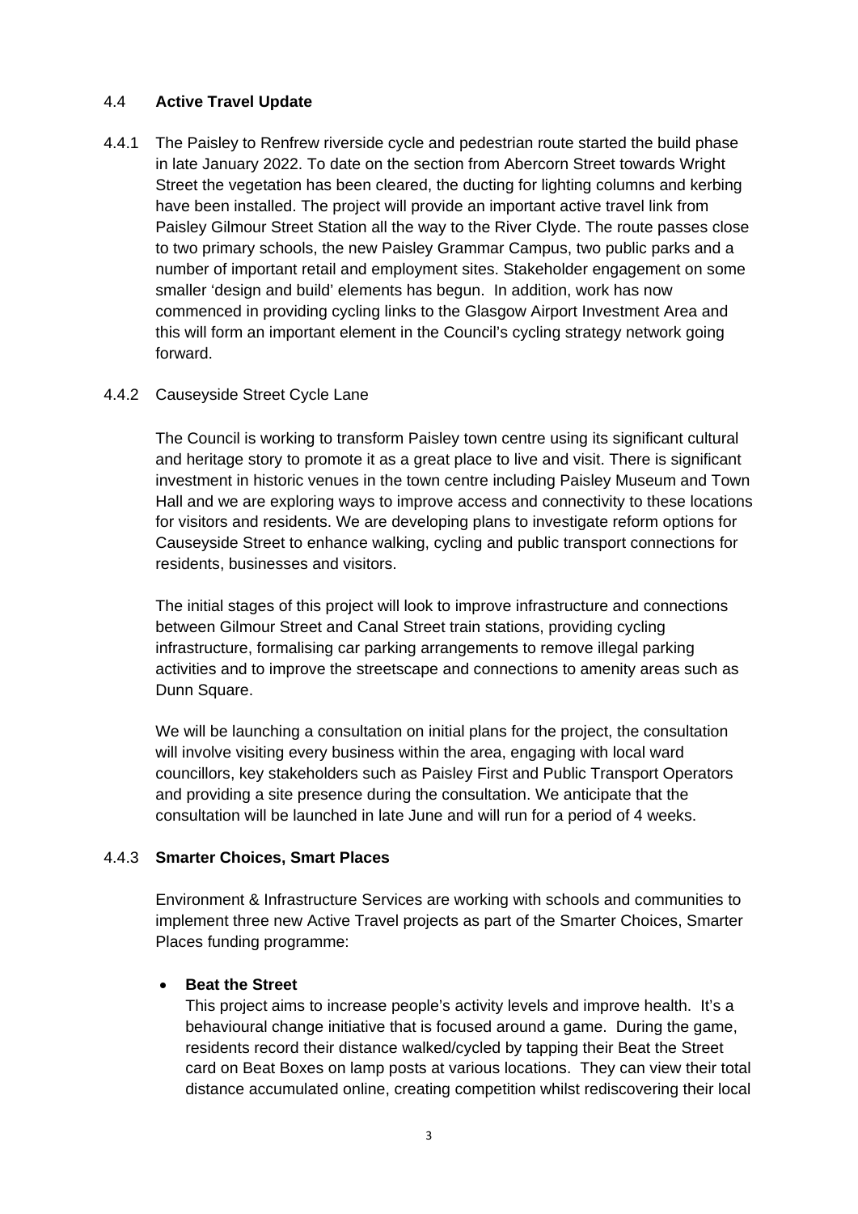## 4.4 **Active Travel Update**

4.4.1 The Paisley to Renfrew riverside cycle and pedestrian route started the build phase in late January 2022. To date on the section from Abercorn Street towards Wright Street the vegetation has been cleared, the ducting for lighting columns and kerbing have been installed. The project will provide an important active travel link from Paisley Gilmour Street Station all the way to the River Clyde. The route passes close to two primary schools, the new Paisley Grammar Campus, two public parks and a number of important retail and employment sites. Stakeholder engagement on some smaller 'design and build' elements has begun. In addition, work has now commenced in providing cycling links to the Glasgow Airport Investment Area and this will form an important element in the Council's cycling strategy network going forward.

4.4.2 Causeyside Street Cycle Lane

The Council is working to transform Paisley town centre using its significant cultural and heritage story to promote it as a great place to live and visit. There is significant investment in historic venues in the town centre including Paisley Museum and Town Hall and we are exploring ways to improve access and connectivity to these locations for visitors and residents. We are developing plans to investigate reform options for Causeyside Street to enhance walking, cycling and public transport connections for residents, businesses and visitors.

The initial stages of this project will look to improve infrastructure and connections between Gilmour Street and Canal Street train stations, providing cycling infrastructure, formalising car parking arrangements to remove illegal parking activities and to improve the streetscape and connections to amenity areas such as Dunn Square.

We will be launching a consultation on initial plans for the project, the consultation will involve visiting every business within the area, engaging with local ward councillors, key stakeholders such as Paisley First and Public Transport Operators and providing a site presence during the consultation. We anticipate that the consultation will be launched in late June and will run for a period of 4 weeks.

4.4.3 **Smarter Choices, Smart Places**

Environment & Infrastructure Services are working with schools and communities to implement three new Active Travel projects as part of the Smarter Choices, Smarter Places funding programme:

- **Beat the Street**
  This project aims to increase people's activity levels and improve health. It's a behavioural change initiative that is focused around a game. During the game, residents record their distance walked/cycled by tapping their Beat the Street card on Beat Boxes on lamp posts at various locations. They can view their total distance accumulated online, creating competition whilst rediscovering their local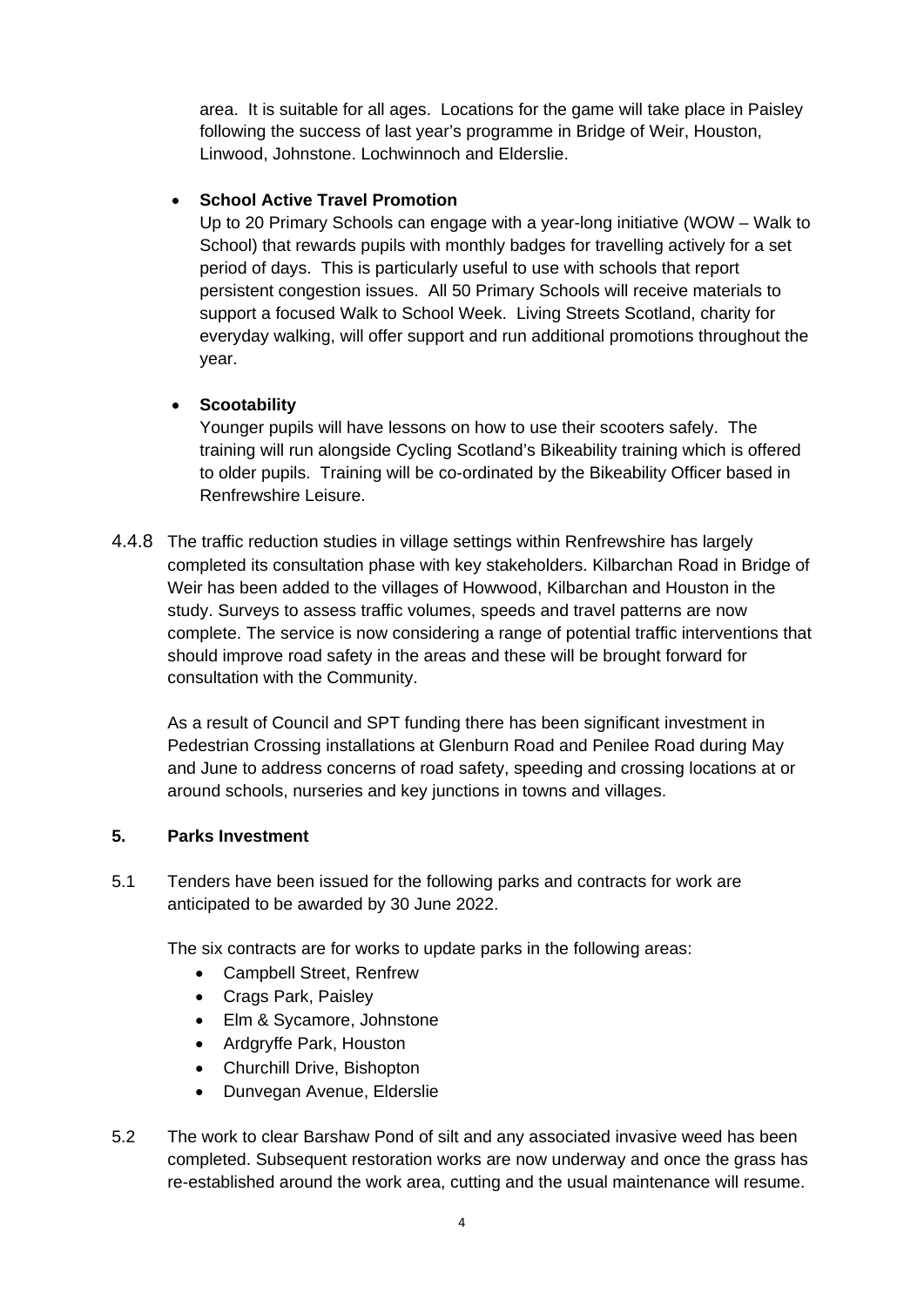area. It is suitable for all ages. Locations for the game will take place in Paisley following the success of last year's programme in Bridge of Weir, Houston, Linwood, Johnstone. Lochwinnoch and Elderslie.

- **School Active Travel Promotion**
  Up to 20 Primary Schools can engage with a year-long initiative (WOW – Walk to School) that rewards pupils with monthly badges for travelling actively for a set period of days. This is particularly useful to use with schools that report persistent congestion issues. All 50 Primary Schools will receive materials to support a focused Walk to School Week. Living Streets Scotland, charity for everyday walking, will offer support and run additional promotions throughout the year.

- **Scootability**
  Younger pupils will have lessons on how to use their scooters safely. The training will run alongside Cycling Scotland's Bikeability training which is offered to older pupils. Training will be co-ordinated by the Bikeability Officer based in Renfrewshire Leisure.

4.4.8 The traffic reduction studies in village settings within Renfrewshire has largely completed its consultation phase with key stakeholders. Kilbarchan Road in Bridge of Weir has been added to the villages of Howwood, Kilbarchan and Houston in the study. Surveys to assess traffic volumes, speeds and travel patterns are now complete. The service is now considering a range of potential traffic interventions that should improve road safety in the areas and these will be brought forward for consultation with the Community.

As a result of Council and SPT funding there has been significant investment in Pedestrian Crossing installations at Glenburn Road and Penilee Road during May and June to address concerns of road safety, speeding and crossing locations at or around schools, nurseries and key junctions in towns and villages.

## 5. Parks Investment

5.1 Tenders have been issued for the following parks and contracts for work are anticipated to be awarded by 30 June 2022.

The six contracts are for works to update parks in the following areas:

- Campbell Street, Renfrew
- Crags Park, Paisley
- Elm & Sycamore, Johnstone
- Ardgryffe Park, Houston
- Churchill Drive, Bishopton
- Dunvegan Avenue, Elderslie

5.2 The work to clear Barshaw Pond of silt and any associated invasive weed has been completed. Subsequent restoration works are now underway and once the grass has re-established around the work area, cutting and the usual maintenance will resume.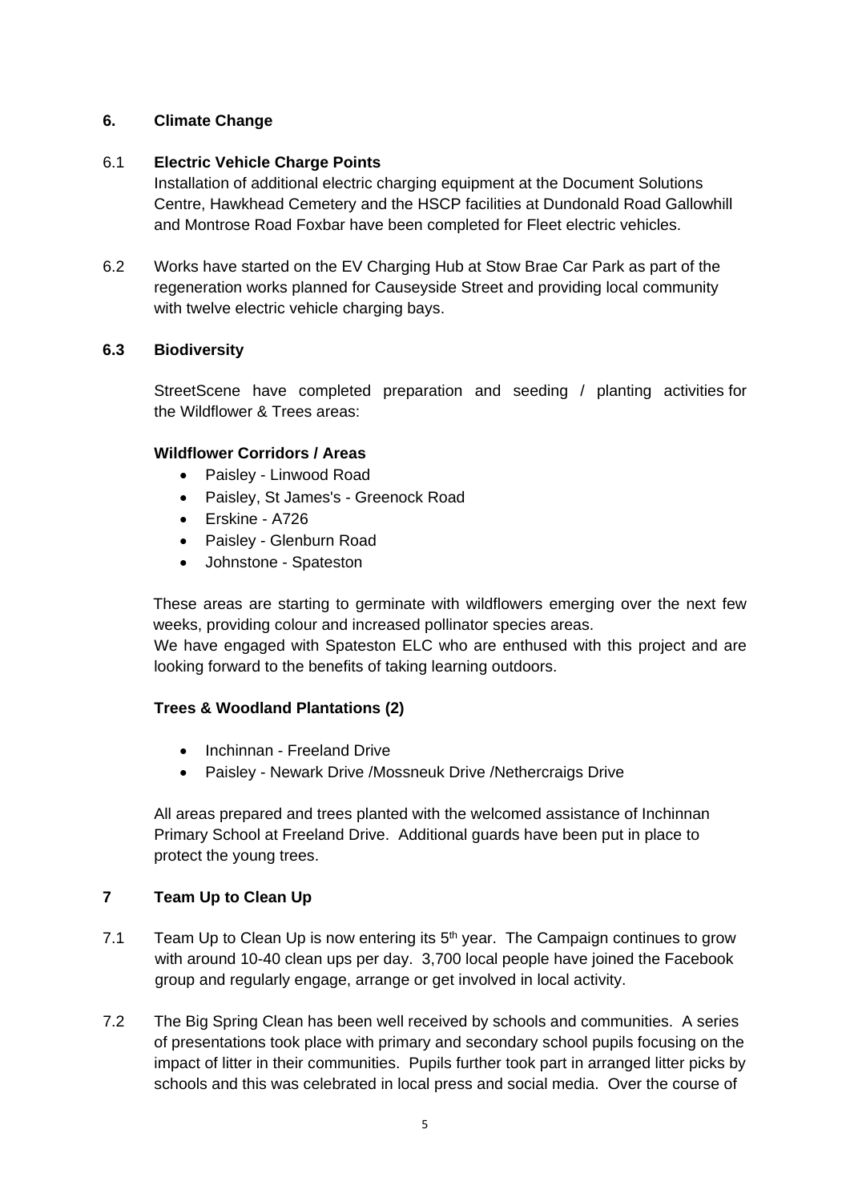## 6. Climate Change

### 6.1 Electric Vehicle Charge Points

Installation of additional electric charging equipment at the Document Solutions Centre, Hawkhead Cemetery and the HSCP facilities at Dundonald Road Gallowhill and Montrose Road Foxbar have been completed for Fleet electric vehicles.

6.2 Works have started on the EV Charging Hub at Stow Brae Car Park as part of the regeneration works planned for Causeyside Street and providing local community with twelve electric vehicle charging bays.

### 6.3 Biodiversity

StreetScene have completed preparation and seeding / planting activities for the Wildflower & Trees areas:

**Wildflower Corridors / Areas**

- Paisley - Linwood Road
- Paisley, St James's - Greenock Road
- Erskine - A726
- Paisley - Glenburn Road
- Johnstone - Spateston

These areas are starting to germinate with wildflowers emerging over the next few weeks, providing colour and increased pollinator species areas.
We have engaged with Spateston ELC who are enthused with this project and are looking forward to the benefits of taking learning outdoors.

**Trees & Woodland Plantations (2)**

- Inchinnan - Freeland Drive
- Paisley - Newark Drive /Mossneuk Drive /Nethercraigs Drive

All areas prepared and trees planted with the welcomed assistance of Inchinnan Primary School at Freeland Drive. Additional guards have been put in place to protect the young trees.

## 7 Team Up to Clean Up

7.1 Team Up to Clean Up is now entering its 5th year. The Campaign continues to grow with around 10-40 clean ups per day. 3,700 local people have joined the Facebook group and regularly engage, arrange or get involved in local activity.

7.2 The Big Spring Clean has been well received by schools and communities. A series of presentations took place with primary and secondary school pupils focusing on the impact of litter in their communities. Pupils further took part in arranged litter picks by schools and this was celebrated in local press and social media. Over the course of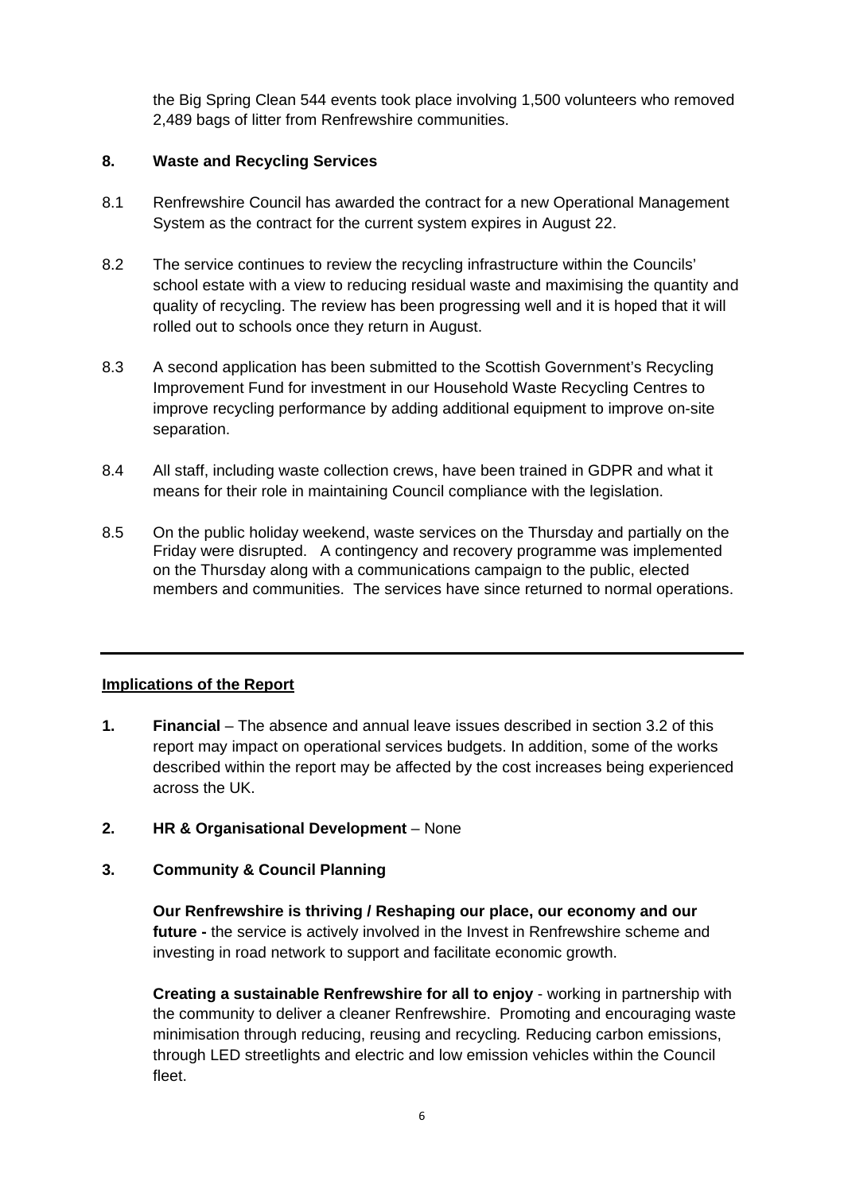the Big Spring Clean 544 events took place involving 1,500 volunteers who removed 2,489 bags of litter from Renfrewshire communities.

## 8. Waste and Recycling Services

8.1 Renfrewshire Council has awarded the contract for a new Operational Management System as the contract for the current system expires in August 22.

8.2 The service continues to review the recycling infrastructure within the Councils' school estate with a view to reducing residual waste and maximising the quantity and quality of recycling. The review has been progressing well and it is hoped that it will rolled out to schools once they return in August.

8.3 A second application has been submitted to the Scottish Government's Recycling Improvement Fund for investment in our Household Waste Recycling Centres to improve recycling performance by adding additional equipment to improve on-site separation.

8.4 All staff, including waste collection crews, have been trained in GDPR and what it means for their role in maintaining Council compliance with the legislation.

8.5 On the public holiday weekend, waste services on the Thursday and partially on the Friday were disrupted. A contingency and recovery programme was implemented on the Thursday along with a communications campaign to the public, elected members and communities. The services have since returned to normal operations.

---

## Implications of the Report

**1. Financial** – The absence and annual leave issues described in section 3.2 of this report may impact on operational services budgets. In addition, some of the works described within the report may be affected by the cost increases being experienced across the UK.

**2. HR & Organisational Development** – None

**3. Community & Council Planning**

**Our Renfrewshire is thriving / Reshaping our place, our economy and our future -** the service is actively involved in the Invest in Renfrewshire scheme and investing in road network to support and facilitate economic growth.

**Creating a sustainable Renfrewshire for all to enjoy** - working in partnership with the community to deliver a cleaner Renfrewshire. Promoting and encouraging waste minimisation through reducing, reusing and recycling. Reducing carbon emissions, through LED streetlights and electric and low emission vehicles within the Council fleet.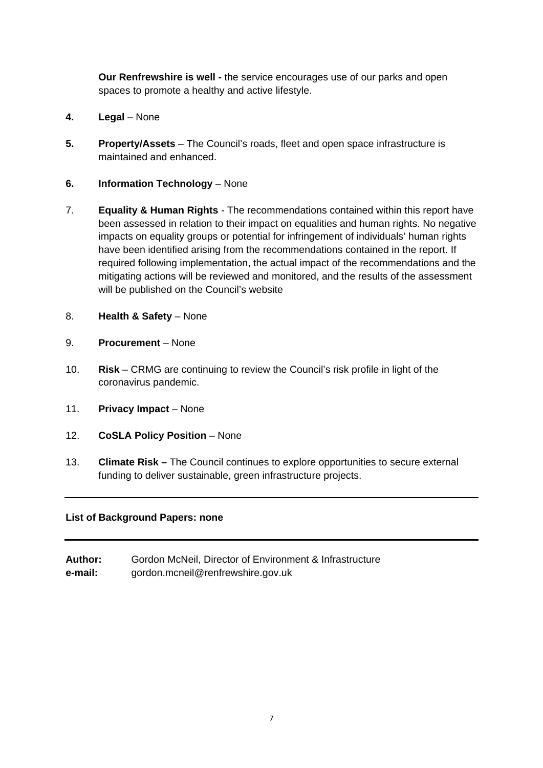**Our Renfrewshire is well -** the service encourages use of our parks and open spaces to promote a healthy and active lifestyle.

**4. Legal** – None

**5. Property/Assets** – The Council's roads, fleet and open space infrastructure is maintained and enhanced.

**6. Information Technology** – None

7. **Equality & Human Rights** - The recommendations contained within this report have been assessed in relation to their impact on equalities and human rights. No negative impacts on equality groups or potential for infringement of individuals' human rights have been identified arising from the recommendations contained in the report. If required following implementation, the actual impact of the recommendations and the mitigating actions will be reviewed and monitored, and the results of the assessment will be published on the Council's website

8. **Health & Safety** – None

9. **Procurement** – None

10. **Risk** – CRMG are continuing to review the Council's risk profile in light of the coronavirus pandemic.

11. **Privacy Impact** – None

12. **CoSLA Policy Position** – None

13. **Climate Risk –** The Council continues to explore opportunities to secure external funding to deliver sustainable, green infrastructure projects.

---

**List of Background Papers: none**

---

**Author:** Gordon McNeil, Director of Environment & Infrastructure
**e-mail:** gordon.mcneil@renfrewshire.gov.uk